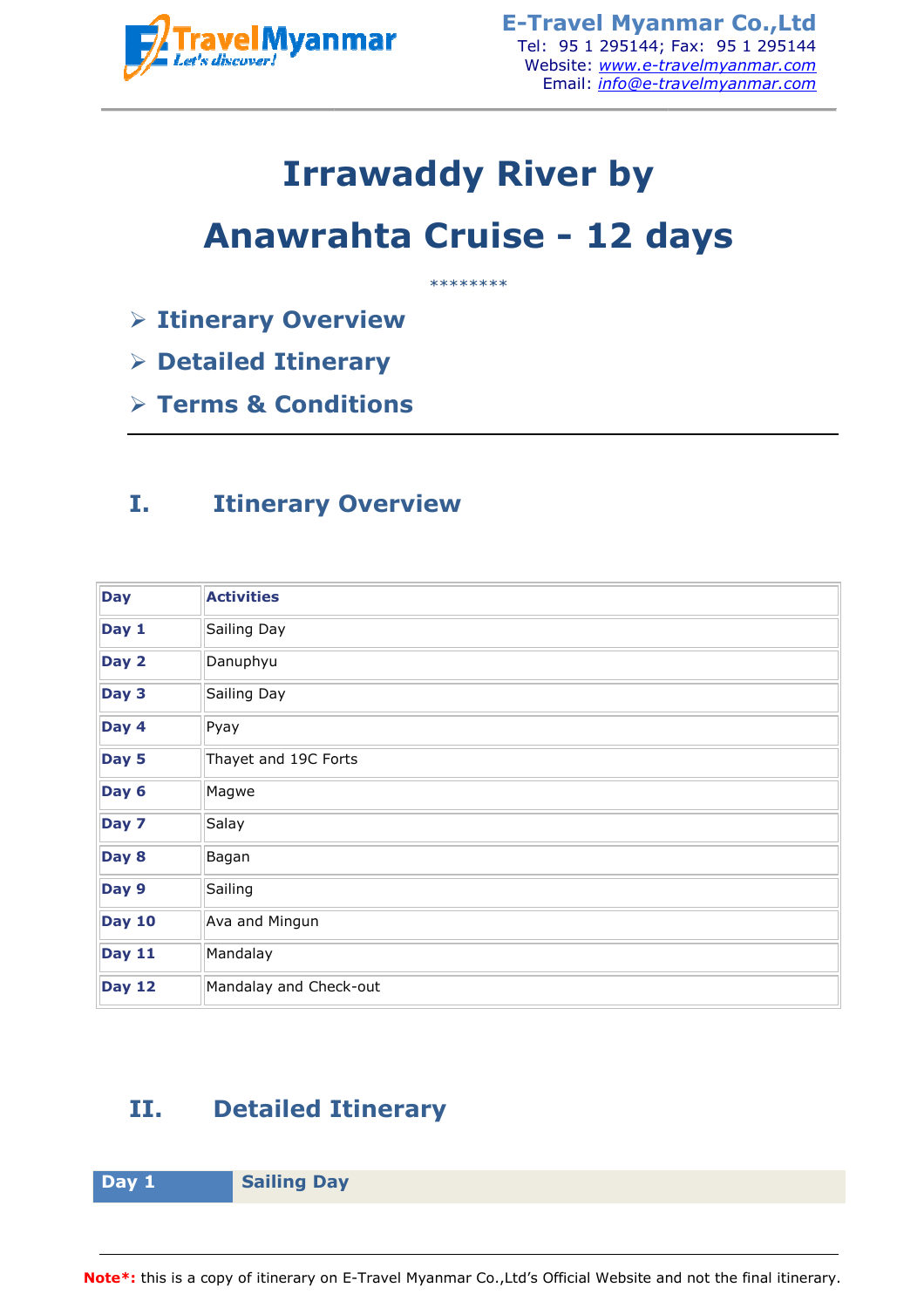# Irrawaddy River by Anawrahta Cruise - 12 days

\*\*\*\*\*\*\*\*

- **Itinerary Overview**
- **Detailed Itinerary**
- **Terms & Conditions**

## I. Itinerary Overview

| Day | Activities |
|---|---|
| **Day 1** | Sailing Day |
| **Day 2** | Danuphyu |
| **Day 3** | Sailing Day |
| **Day 4** | Pyay |
| **Day 5** | Thayet and 19C Forts |
| **Day 6** | Magwe |
| **Day 7** | Salay |
| **Day 8** | Bagan |
| **Day 9** | Sailing |
| **Day 10** | Ava and Mingun |
| **Day 11** | Mandalay |
| **Day 12** | Mandalay and Check-out |

## II. Detailed Itinerary

| Day 1 | Sailing Day |
|---|---|

**Note\*:** this is a copy of itinerary on E-Travel Myanmar Co.,Ltd's Official Website and not the final itinerary.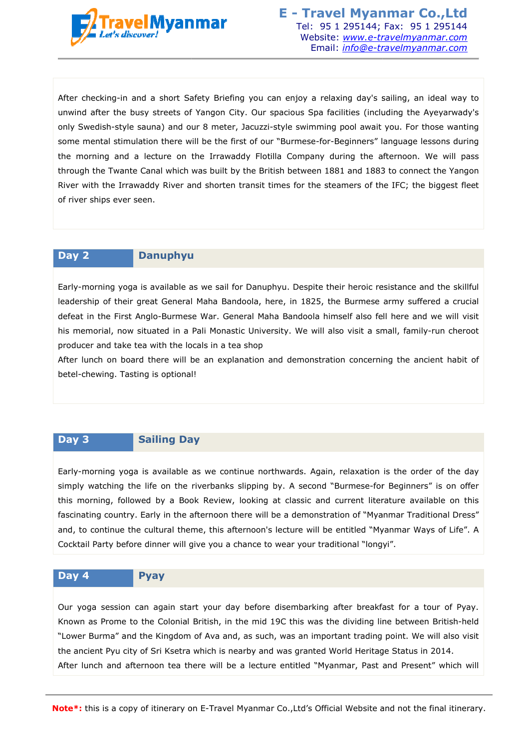After checking-in and a short Safety Briefing you can enjoy a relaxing day's sailing, an ideal way to unwind after the busy streets of Yangon City. Our spacious Spa facilities (including the Ayeyarwady's only Swedish-style sauna) and our 8 meter, Jacuzzi-style swimming pool await you. For those wanting some mental stimulation there will be the first of our “Burmese-for-Beginners” language lessons during the morning and a lecture on the Irrawaddy Flotilla Company during the afternoon. We will pass through the Twante Canal which was built by the British between 1881 and 1883 to connect the Yangon River with the Irrawaddy River and shorten transit times for the steamers of the IFC; the biggest fleet of river ships ever seen.

## Day 2 — Danuphyu

Early-morning yoga is available as we sail for Danuphyu. Despite their heroic resistance and the skillful leadership of their great General Maha Bandoola, here, in 1825, the Burmese army suffered a crucial defeat in the First Anglo-Burmese War. General Maha Bandoola himself also fell here and we will visit his memorial, now situated in a Pali Monastic University. We will also visit a small, family-run cheroot producer and take tea with the locals in a tea shop

After lunch on board there will be an explanation and demonstration concerning the ancient habit of betel-chewing. Tasting is optional!

## Day 3 — Sailing Day

Early-morning yoga is available as we continue northwards. Again, relaxation is the order of the day simply watching the life on the riverbanks slipping by. A second “Burmese-for Beginners” is on offer this morning, followed by a Book Review, looking at classic and current literature available on this fascinating country. Early in the afternoon there will be a demonstration of “Myanmar Traditional Dress” and, to continue the cultural theme, this afternoon's lecture will be entitled “Myanmar Ways of Life”. A Cocktail Party before dinner will give you a chance to wear your traditional “longyi”.

## Day 4 — Pyay

Our yoga session can again start your day before disembarking after breakfast for a tour of Pyay. Known as Prome to the Colonial British, in the mid 19C this was the dividing line between British-held “Lower Burma” and the Kingdom of Ava and, as such, was an important trading point. We will also visit the ancient Pyu city of Sri Ksetra which is nearby and was granted World Heritage Status in 2014.

After lunch and afternoon tea there will be a lecture entitled “Myanmar, Past and Present” which will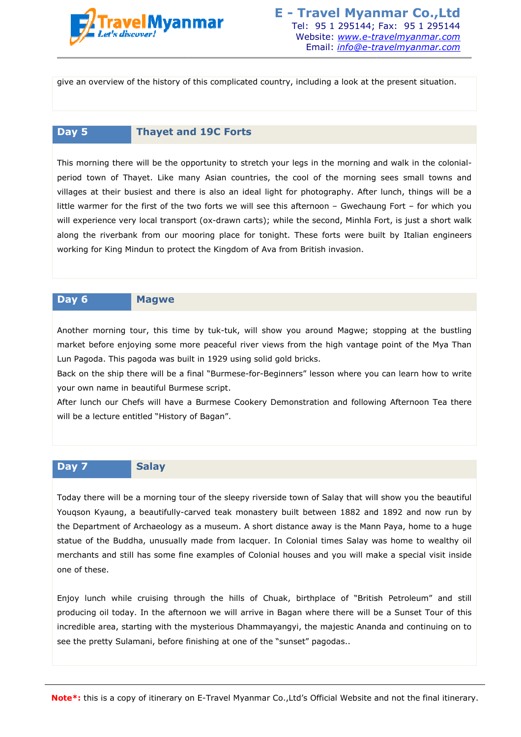give an overview of the history of this complicated country, including a look at the present situation.

## Day 5 — Thayet and 19C Forts

This morning there will be the opportunity to stretch your legs in the morning and walk in the colonial-period town of Thayet. Like many Asian countries, the cool of the morning sees small towns and villages at their busiest and there is also an ideal light for photography. After lunch, things will be a little warmer for the first of the two forts we will see this afternoon – Gwechaung Fort – for which you will experience very local transport (ox-drawn carts); while the second, Minhla Fort, is just a short walk along the riverbank from our mooring place for tonight. These forts were built by Italian engineers working for King Mindun to protect the Kingdom of Ava from British invasion.

## Day 6 — Magwe

Another morning tour, this time by tuk-tuk, will show you around Magwe; stopping at the bustling market before enjoying some more peaceful river views from the high vantage point of the Mya Than Lun Pagoda. This pagoda was built in 1929 using solid gold bricks.

Back on the ship there will be a final "Burmese-for-Beginners" lesson where you can learn how to write your own name in beautiful Burmese script.

After lunch our Chefs will have a Burmese Cookery Demonstration and following Afternoon Tea there will be a lecture entitled "History of Bagan".

## Day 7 — Salay

Today there will be a morning tour of the sleepy riverside town of Salay that will show you the beautiful Youqson Kyaung, a beautifully-carved teak monastery built between 1882 and 1892 and now run by the Department of Archaeology as a museum. A short distance away is the Mann Paya, home to a huge statue of the Buddha, unusually made from lacquer. In Colonial times Salay was home to wealthy oil merchants and still has some fine examples of Colonial houses and you will make a special visit inside one of these.

Enjoy lunch while cruising through the hills of Chuak, birthplace of "British Petroleum" and still producing oil today. In the afternoon we will arrive in Bagan where there will be a Sunset Tour of this incredible area, starting with the mysterious Dhammayangyi, the majestic Ananda and continuing on to see the pretty Sulamani, before finishing at one of the "sunset" pagodas..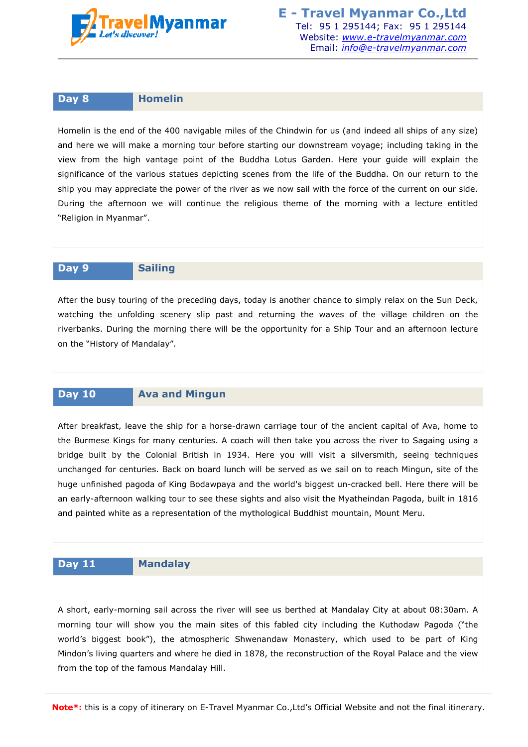## Day 8 Homelin

Homelin is the end of the 400 navigable miles of the Chindwin for us (and indeed all ships of any size) and here we will make a morning tour before starting our downstream voyage; including taking in the view from the high vantage point of the Buddha Lotus Garden. Here your guide will explain the significance of the various statues depicting scenes from the life of the Buddha. On our return to the ship you may appreciate the power of the river as we now sail with the force of the current on our side. During the afternoon we will continue the religious theme of the morning with a lecture entitled "Religion in Myanmar".

## Day 9 Sailing

After the busy touring of the preceding days, today is another chance to simply relax on the Sun Deck, watching the unfolding scenery slip past and returning the waves of the village children on the riverbanks. During the morning there will be the opportunity for a Ship Tour and an afternoon lecture on the "History of Mandalay".

## Day 10 Ava and Mingun

After breakfast, leave the ship for a horse-drawn carriage tour of the ancient capital of Ava, home to the Burmese Kings for many centuries. A coach will then take you across the river to Sagaing using a bridge built by the Colonial British in 1934. Here you will visit a silversmith, seeing techniques unchanged for centuries. Back on board lunch will be served as we sail on to reach Mingun, site of the huge unfinished pagoda of King Bodawpaya and the world's biggest un-cracked bell. Here there will be an early-afternoon walking tour to see these sights and also visit the Myatheindan Pagoda, built in 1816 and painted white as a representation of the mythological Buddhist mountain, Mount Meru.

## Day 11 Mandalay

A short, early-morning sail across the river will see us berthed at Mandalay City at about 08:30am. A morning tour will show you the main sites of this fabled city including the Kuthodaw Pagoda ("the world's biggest book"), the atmospheric Shwenandaw Monastery, which used to be part of King Mindon's living quarters and where he died in 1878, the reconstruction of the Royal Palace and the view from the top of the famous Mandalay Hill.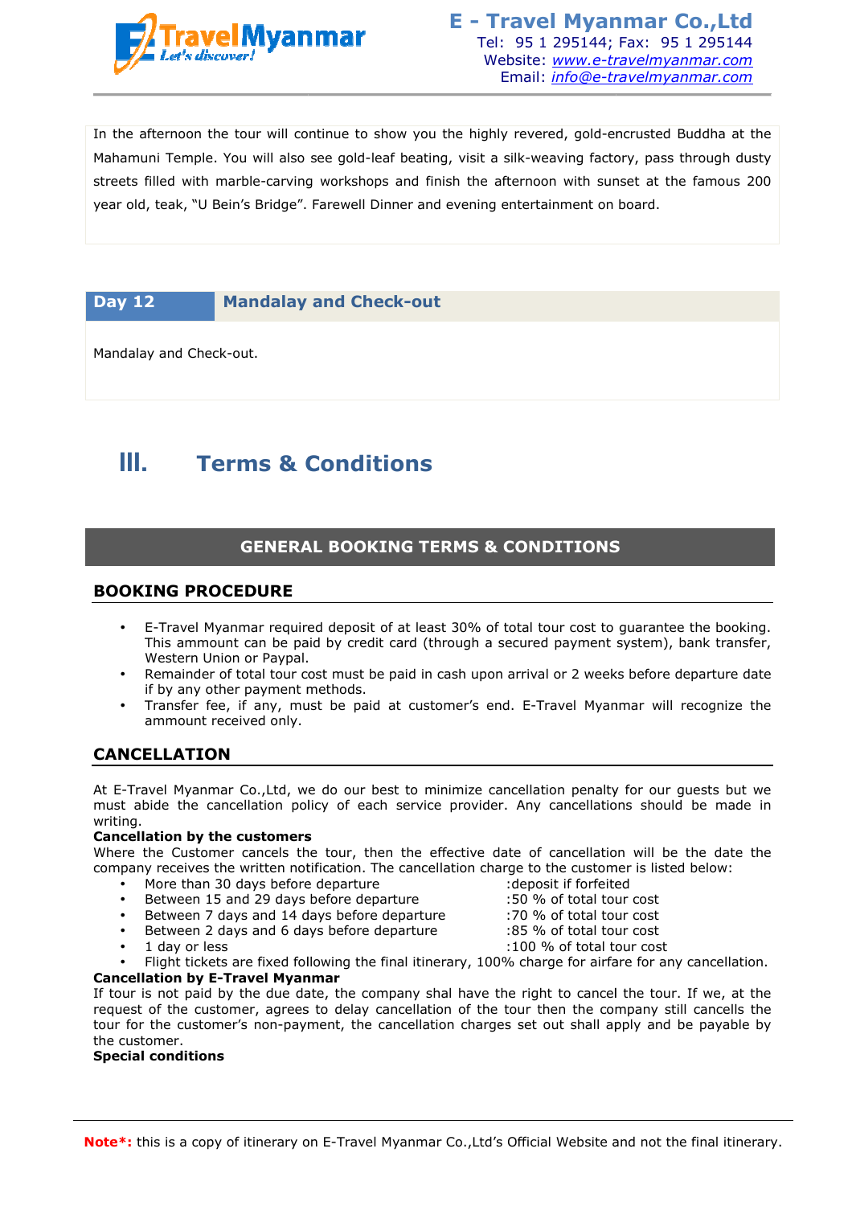In the afternoon the tour will continue to show you the highly revered, gold-encrusted Buddha at the Mahamuni Temple. You will also see gold-leaf beating, visit a silk-weaving factory, pass through dusty streets filled with marble-carving workshops and finish the afternoon with sunset at the famous 200 year old, teak, "U Bein's Bridge". Farewell Dinner and evening entertainment on board.

| Day 12 | Mandalay and Check-out |
|---|---|

Mandalay and Check-out.

# III. Terms & Conditions

## GENERAL BOOKING TERMS & CONDITIONS

### BOOKING PROCEDURE

- E-Travel Myanmar required deposit of at least 30% of total tour cost to guarantee the booking. This ammount can be paid by credit card (through a secured payment system), bank transfer, Western Union or Paypal.
- Remainder of total tour cost must be paid in cash upon arrival or 2 weeks before departure date if by any other payment methods.
- Transfer fee, if any, must be paid at customer's end. E-Travel Myanmar will recognize the ammount received only.

### CANCELLATION

At E-Travel Myanmar Co.,Ltd, we do our best to minimize cancellation penalty for our guests but we must abide the cancellation policy of each service provider. Any cancellations should be made in writing.

**Cancellation by the customers**

Where the Customer cancels the tour, then the effective date of cancellation will be the date the company receives the written notification. The cancellation charge to the customer is listed below:

- More than 30 days before departure :deposit if forfeited
- Between 15 and 29 days before departure :50 % of total tour cost
- Between 7 days and 14 days before departure :70 % of total tour cost
- Between 2 days and 6 days before departure :85 % of total tour cost
- 1 day or less :100 % of total tour cost
- Flight tickets are fixed following the final itinerary, 100% charge for airfare for any cancellation.

**Cancellation by E-Travel Myanmar**

If tour is not paid by the due date, the company shal have the right to cancel the tour. If we, at the request of the customer, agrees to delay cancellation of the tour then the company still cancells the tour for the customer's non-payment, the cancellation charges set out shall apply and be payable by the customer.

**Special conditions**

**Note*:** this is a copy of itinerary on E-Travel Myanmar Co.,Ltd's Official Website and not the final itinerary.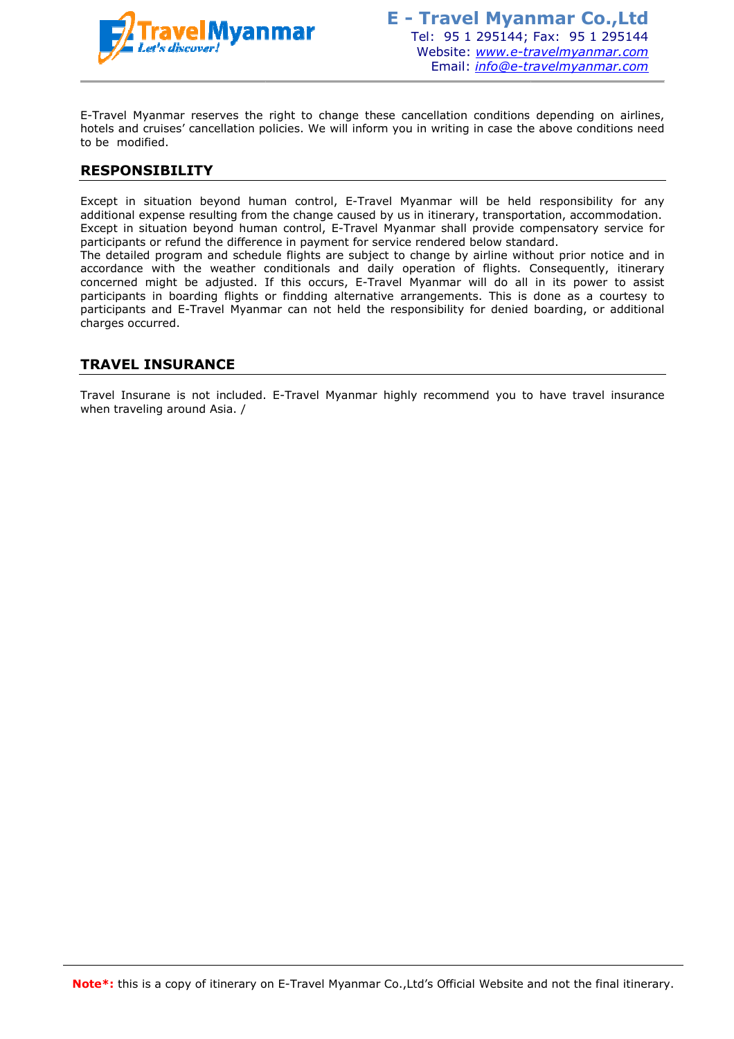E-Travel Myanmar reserves the right to change these cancellation conditions depending on airlines, hotels and cruises' cancellation policies. We will inform you in writing in case the above conditions need to be modified.

## RESPONSIBILITY

Except in situation beyond human control, E-Travel Myanmar will be held responsibility for any additional expense resulting from the change caused by us in itinerary, transportation, accommodation. Except in situation beyond human control, E-Travel Myanmar shall provide compensatory service for participants or refund the difference in payment for service rendered below standard.
The detailed program and schedule flights are subject to change by airline without prior notice and in accordance with the weather conditionals and daily operation of flights. Consequently, itinerary concerned might be adjusted. If this occurs, E-Travel Myanmar will do all in its power to assist participants in boarding flights or findding alternative arrangements. This is done as a courtesy to participants and E-Travel Myanmar can not held the responsibility for denied boarding, or additional charges occurred.

## TRAVEL INSURANCE

Travel Insurane is not included. E-Travel Myanmar highly recommend you to have travel insurance when traveling around Asia. /